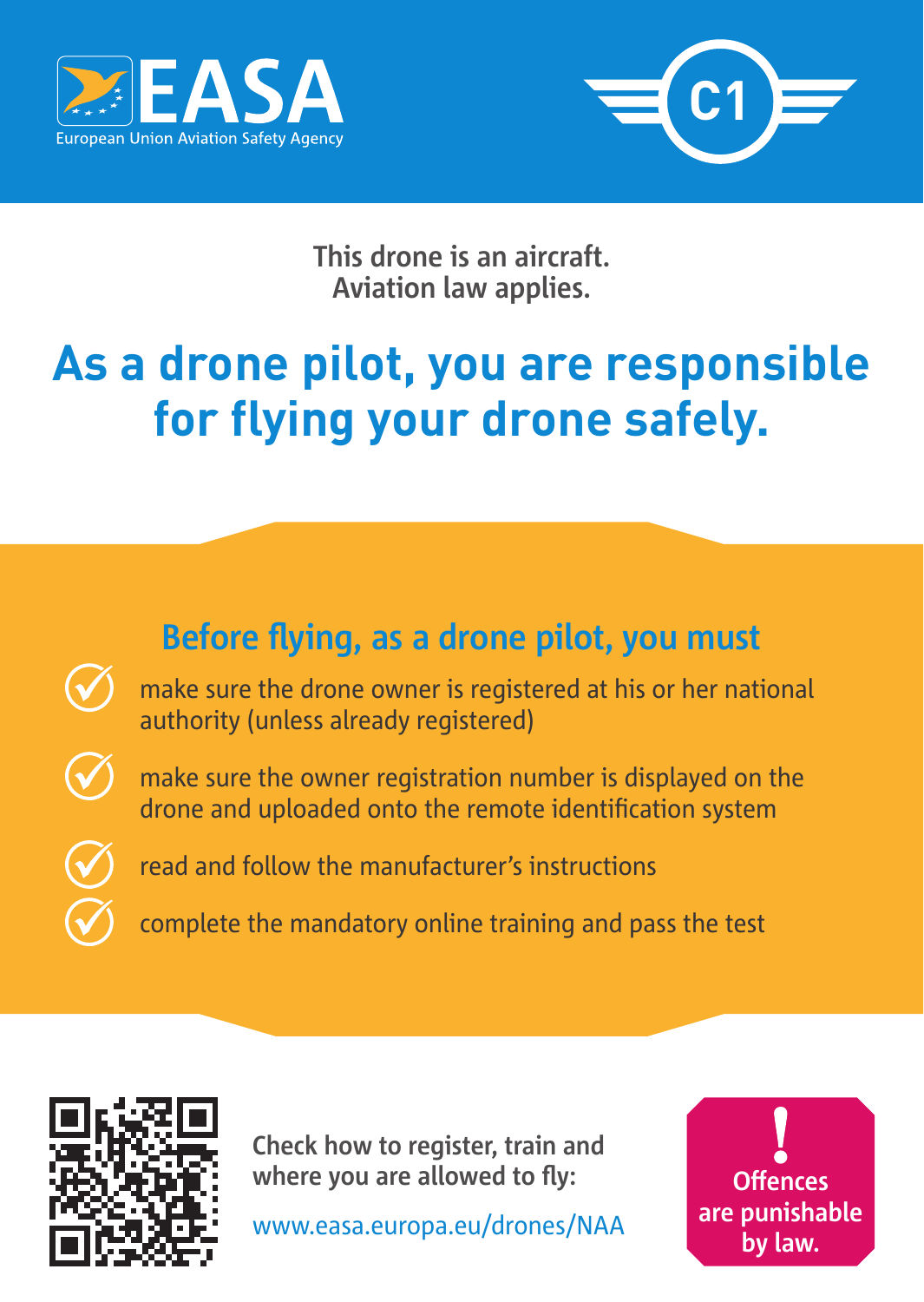EASA
European Union Aviation Safety Agency

C1

This drone is an aircraft.
Aviation law applies.

# As a drone pilot, you are responsible for flying your drone safely.

## Before flying, as a drone pilot, you must

- make sure the drone owner is registered at his or her national authority (unless already registered)
- make sure the owner registration number is displayed on the drone and uploaded onto the remote identification system
- read and follow the manufacturer's instructions
- complete the mandatory online training and pass the test

Check how to register, train and where you are allowed to fly:

www.easa.europa.eu/drones/NAA

**Offences are punishable by law.**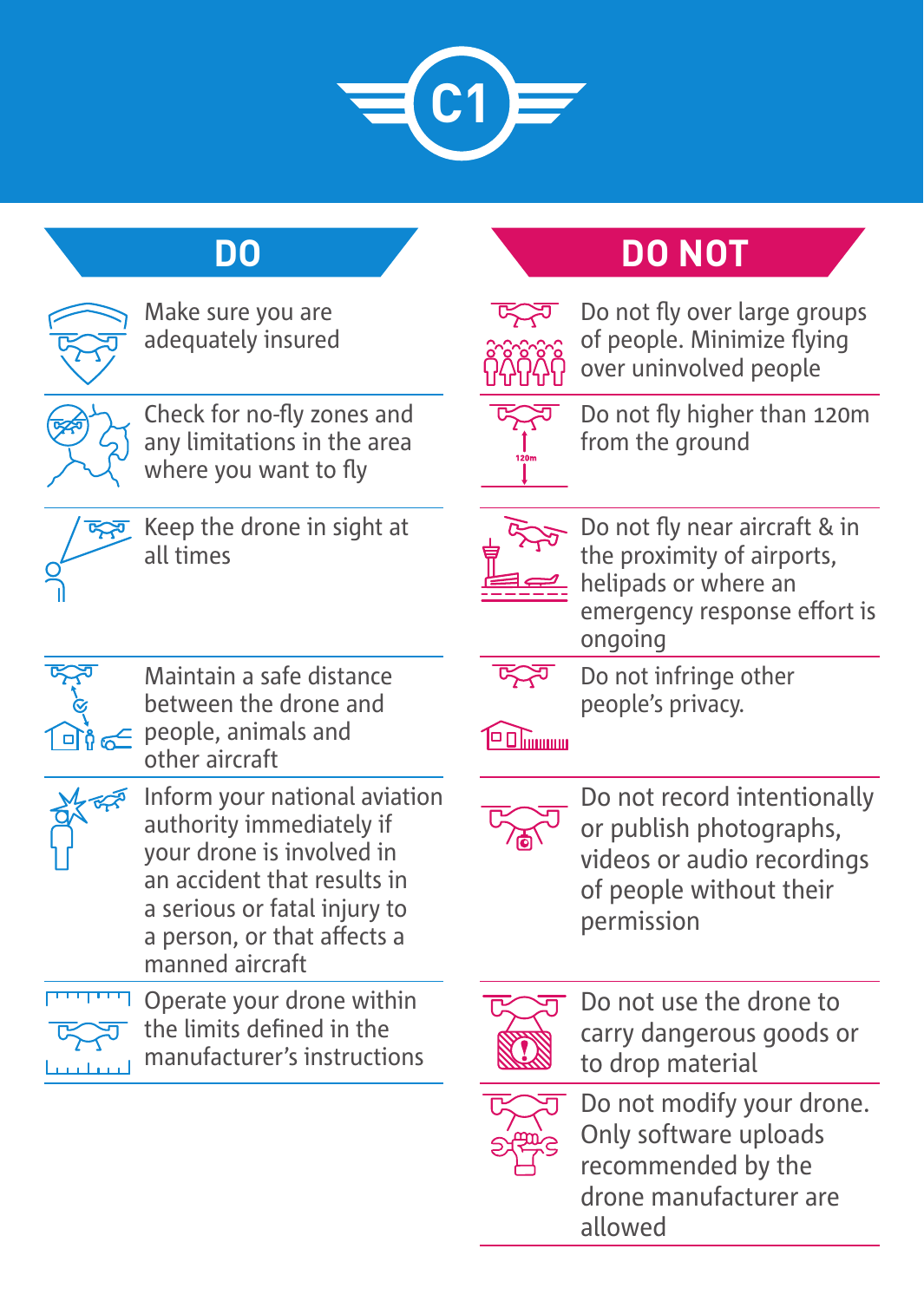# C1

## DO

- Make sure you are adequately insured
- Check for no-fly zones and any limitations in the area where you want to fly
- Keep the drone in sight at all times
- Maintain a safe distance between the drone and people, animals and other aircraft
- Inform your national aviation authority immediately if your drone is involved in an accident that results in a serious or fatal injury to a person, or that affects a manned aircraft
- Operate your drone within the limits defined in the manufacturer's instructions

## DO NOT

- Do not fly over large groups of people. Minimize flying over uninvolved people
- Do not fly higher than 120m from the ground
- Do not fly near aircraft & in the proximity of airports, helipads or where an emergency response effort is ongoing
- Do not infringe other people's privacy.
- Do not record intentionally or publish photographs, videos or audio recordings of people without their permission
- Do not use the drone to carry dangerous goods or to drop material
- Do not modify your drone. Only software uploads recommended by the drone manufacturer are allowed